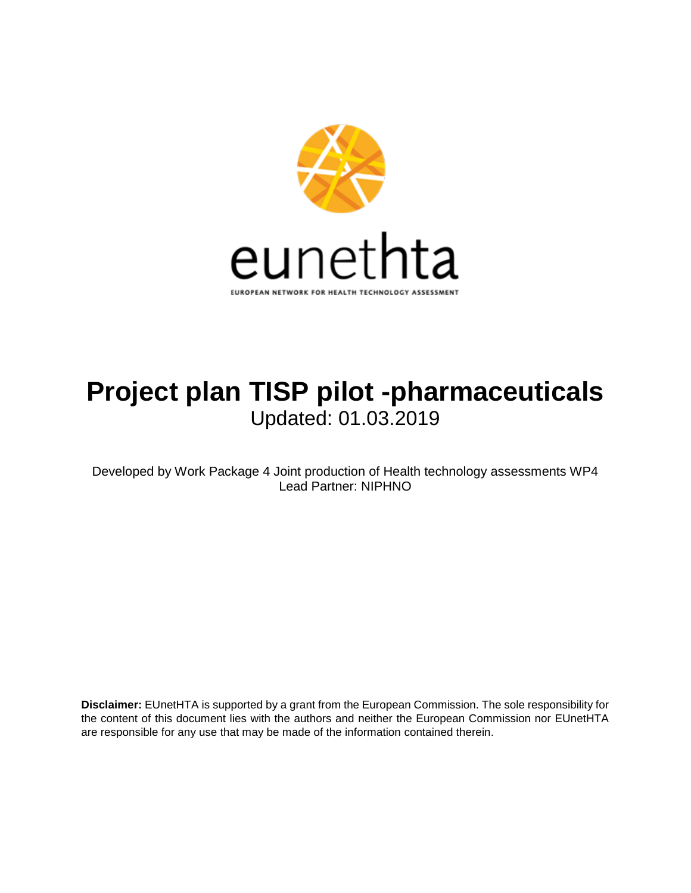eunethta

EUROPEAN NETWORK FOR HEALTH TECHNOLOGY ASSESSMENT

# Project plan TISP pilot -pharmaceuticals

Updated: 01.03.2019

Developed by Work Package 4 Joint production of Health technology assessments WP4
Lead Partner: NIPHNO

**Disclaimer:** EUnetHTA is supported by a grant from the European Commission. The sole responsibility for the content of this document lies with the authors and neither the European Commission nor EUnetHTA are responsible for any use that may be made of the information contained therein.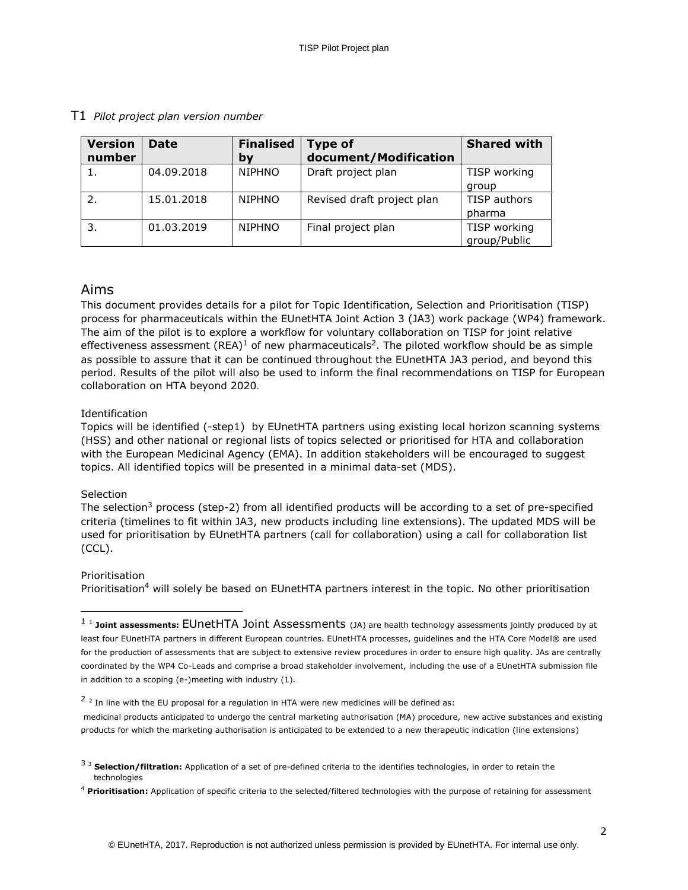T1 *Pilot project plan version number*

| Version number | Date | Finalised by | Type of document/Modification | Shared with |
|---|---|---|---|---|
| 1. | 04.09.2018 | NIPHNO | Draft project plan | TISP working group |
| 2. | 15.01.2018 | NIPHNO | Revised draft project plan | TISP authors pharma |
| 3. | 01.03.2019 | NIPHNO | Final project plan | TISP working group/Public |

## Aims

This document provides details for a pilot for Topic Identification, Selection and Prioritisation (TISP) process for pharmaceuticals within the EUnetHTA Joint Action 3 (JA3) work package (WP4) framework. The aim of the pilot is to explore a workflow for voluntary collaboration on TISP for joint relative effectiveness assessment (REA)[1] of new pharmaceuticals[2]. The piloted workflow should be as simple as possible to assure that it can be continued throughout the EUnetHTA JA3 period, and beyond this period. Results of the pilot will also be used to inform the final recommendations on TISP for European collaboration on HTA beyond 2020.

Identification

Topics will be identified (-step1) by EUnetHTA partners using existing local horizon scanning systems (HSS) and other national or regional lists of topics selected or prioritised for HTA and collaboration with the European Medicinal Agency (EMA). In addition stakeholders will be encouraged to suggest topics. All identified topics will be presented in a minimal data-set (MDS).

Selection

The selection[3] process (step-2) from all identified products will be according to a set of pre-specified criteria (timelines to fit within JA3, new products including line extensions). The updated MDS will be used for prioritisation by EUnetHTA partners (call for collaboration) using a call for collaboration list (CCL).

Prioritisation

Prioritisation[4] will solely be based on EUnetHTA partners interest in the topic. No other prioritisation

---

[1] [1] **Joint assessments:** EUnetHTA Joint Assessments (JA) are health technology assessments jointly produced by at least four EUnetHTA partners in different European countries. EUnetHTA processes, guidelines and the HTA Core Model® are used for the production of assessments that are subject to extensive review procedures in order to ensure high quality. JAs are centrally coordinated by the WP4 Co-Leads and comprise a broad stakeholder involvement, including the use of a EUnetHTA submission file in addition to a scoping (e-)meeting with industry (1).

[2] [2] In line with the EU proposal for a regulation in HTA were new medicines will be defined as:

medicinal products anticipated to undergo the central marketing authorisation (MA) procedure, new active substances and existing products for which the marketing authorisation is anticipated to be extended to a new therapeutic indication (line extensions)

[3] [3] **Selection/filtration:** Application of a set of pre-defined criteria to the identifies technologies, in order to retain the technologies

[4] **Prioritisation:** Application of specific criteria to the selected/filtered technologies with the purpose of retaining for assessment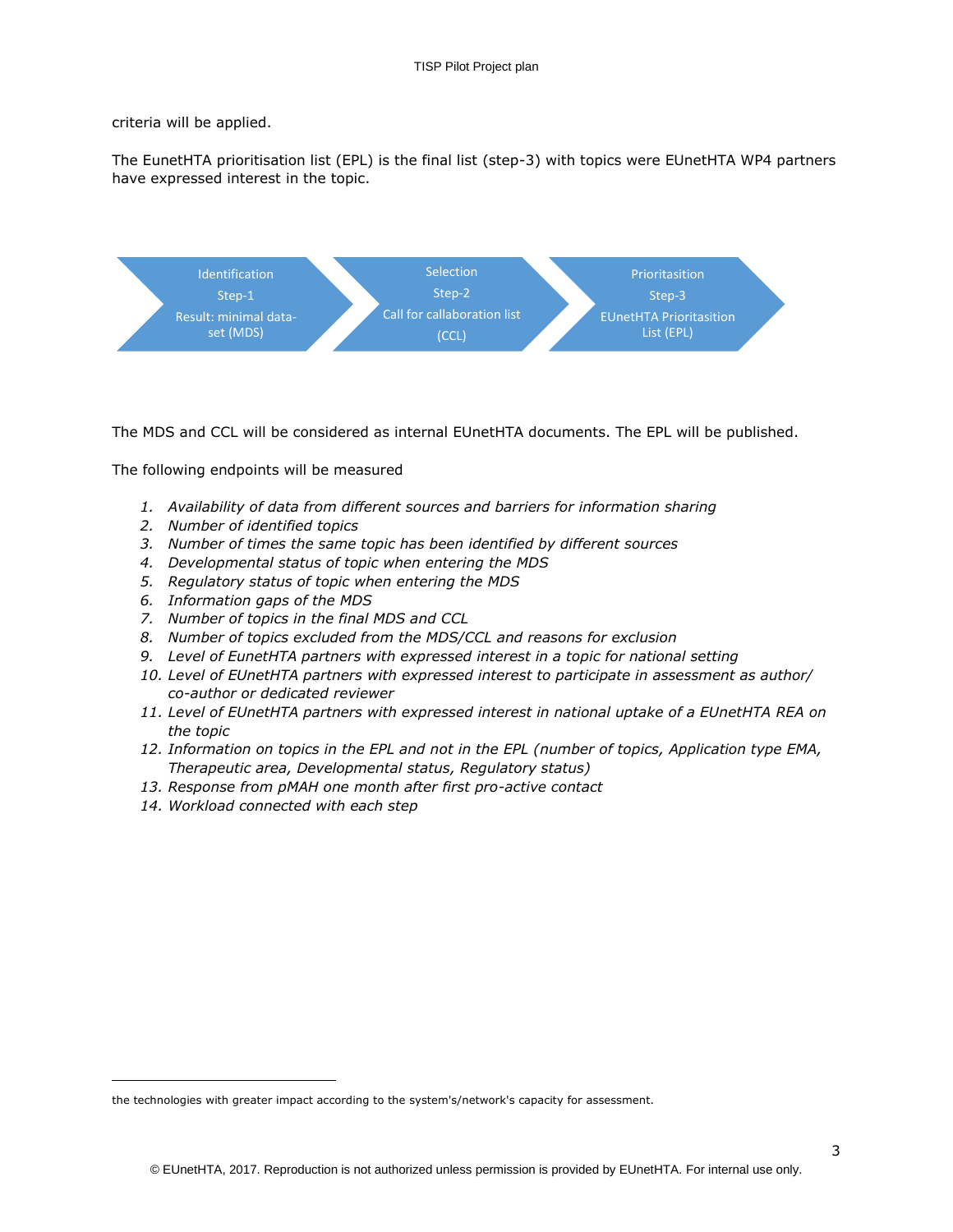criteria will be applied.

The EunetHTA prioritisation list (EPL) is the final list (step-3) with topics were EUnetHTA WP4 partners have expressed interest in the topic.

Identification
Step-1
Result: minimal data-set (MDS)

Selection
Step-2
Call for callaboration list (CCL)

Prioritasition
Step-3
EUnetHTA Prioritasition List (EPL)

The MDS and CCL will be considered as internal EUnetHTA documents. The EPL will be published.

The following endpoints will be measured

1. *Availability of data from different sources and barriers for information sharing*
2. *Number of identified topics*
3. *Number of times the same topic has been identified by different sources*
4. *Developmental status of topic when entering the MDS*
5. *Regulatory status of topic when entering the MDS*
6. *Information gaps of the MDS*
7. *Number of topics in the final MDS and CCL*
8. *Number of topics excluded from the MDS/CCL and reasons for exclusion*
9. *Level of EunetHTA partners with expressed interest in a topic for national setting*
10. *Level of EUnetHTA partners with expressed interest to participate in assessment as author/ co-author or dedicated reviewer*
11. *Level of EUnetHTA partners with expressed interest in national uptake of a EUnetHTA REA on the topic*
12. *Information on topics in the EPL and not in the EPL (number of topics, Application type EMA, Therapeutic area, Developmental status, Regulatory status)*
13. *Response from pMAH one month after first pro-active contact*
14. *Workload connected with each step*

---

the technologies with greater impact according to the system's/network's capacity for assessment.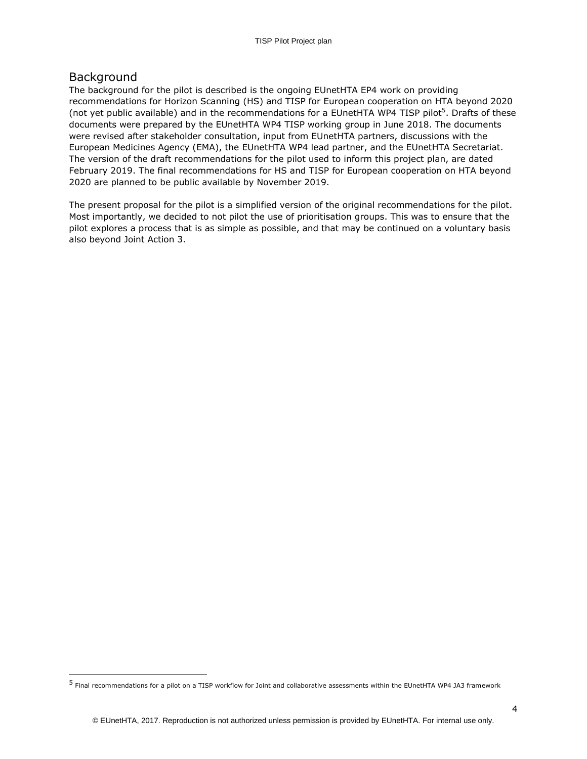## Background

The background for the pilot is described is the ongoing EUnetHTA EP4 work on providing recommendations for Horizon Scanning (HS) and TISP for European cooperation on HTA beyond 2020 (not yet public available) and in the recommendations for a EUnetHTA WP4 TISP pilot[5]. Drafts of these documents were prepared by the EUnetHTA WP4 TISP working group in June 2018. The documents were revised after stakeholder consultation, input from EUnetHTA partners, discussions with the European Medicines Agency (EMA), the EUnetHTA WP4 lead partner, and the EUnetHTA Secretariat. The version of the draft recommendations for the pilot used to inform this project plan, are dated February 2019. The final recommendations for HS and TISP for European cooperation on HTA beyond 2020 are planned to be public available by November 2019.

The present proposal for the pilot is a simplified version of the original recommendations for the pilot. Most importantly, we decided to not pilot the use of prioritisation groups. This was to ensure that the pilot explores a process that is as simple as possible, and that may be continued on a voluntary basis also beyond Joint Action 3.

---

[5] Final recommendations for a pilot on a TISP workflow for Joint and collaborative assessments within the EUnetHTA WP4 JA3 framework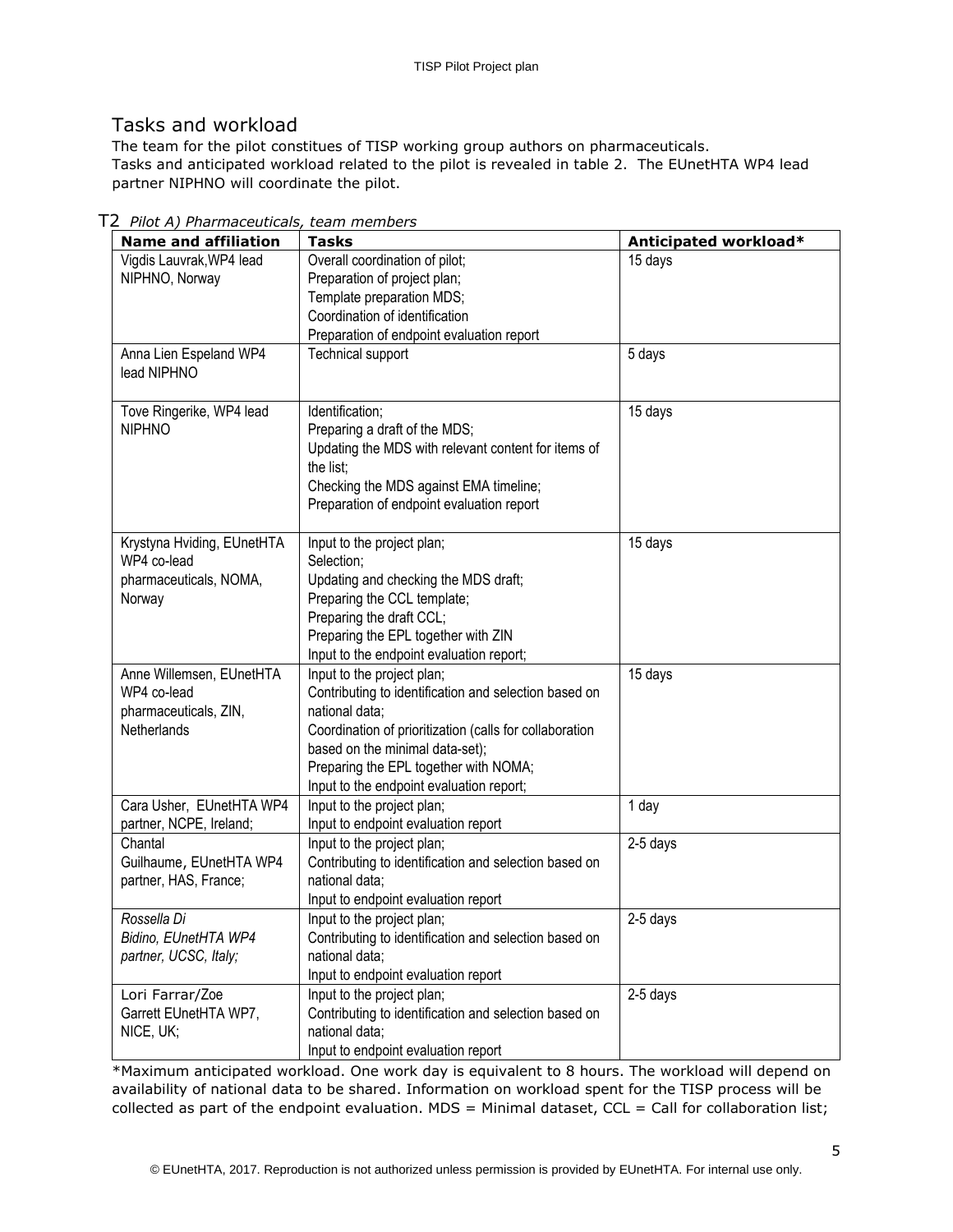## Tasks and workload

The team for the pilot constitues of TISP working group authors on pharmaceuticals.
Tasks and anticipated workload related to the pilot is revealed in table 2. The EUnetHTA WP4 lead partner NIPHNO will coordinate the pilot.

T2 *Pilot A) Pharmaceuticals, team members*

| Name and affiliation | Tasks | Anticipated workload* |
|---|---|---|
| Vigdis Lauvrak,WP4 lead NIPHNO, Norway | Overall coordination of pilot;<br>Preparation of project plan;<br>Template preparation MDS;<br>Coordination of identification<br>Preparation of endpoint evaluation report | 15 days |
| Anna Lien Espeland WP4 lead NIPHNO | Technical support | 5 days |
| Tove Ringerike, WP4 lead NIPHNO | Identification;<br>Preparing a draft of the MDS;<br>Updating the MDS with relevant content for items of the list;<br>Checking the MDS against EMA timeline;<br>Preparation of endpoint evaluation report | 15 days |
| Krystyna Hviding, EUnetHTA WP4 co-lead pharmaceuticals, NOMA, Norway | Input to the project plan;<br>Selection;<br>Updating and checking the MDS draft;<br>Preparing the CCL template;<br>Preparing the draft CCL;<br>Preparing the EPL together with ZIN<br>Input to the endpoint evaluation report; | 15 days |
| Anne Willemsen, EUnetHTA WP4 co-lead pharmaceuticals, ZIN, Netherlands | Input to the project plan;<br>Contributing to identification and selection based on national data;<br>Coordination of prioritization (calls for collaboration based on the minimal data-set);<br>Preparing the EPL together with NOMA;<br>Input to the endpoint evaluation report; | 15 days |
| Cara Usher, EUnetHTA WP4 partner, NCPE, Ireland; | Input to the project plan;<br>Input to endpoint evaluation report | 1 day |
| Chantal Guilhaume, EUnetHTA WP4 partner, HAS, France; | Input to the project plan;<br>Contributing to identification and selection based on national data;<br>Input to endpoint evaluation report | 2-5 days |
| *Rossella Di Bidino, EUnetHTA WP4 partner, UCSC, Italy;* | Input to the project plan;<br>Contributing to identification and selection based on national data;<br>Input to endpoint evaluation report | 2-5 days |
| Lori Farrar/Zoe Garrett EUnetHTA WP7, NICE, UK; | Input to the project plan;<br>Contributing to identification and selection based on national data;<br>Input to endpoint evaluation report | 2-5 days |

*Maximum anticipated workload. One work day is equivalent to 8 hours. The workload will depend on availability of national data to be shared. Information on workload spent for the TISP process will be collected as part of the endpoint evaluation. MDS = Minimal dataset, CCL = Call for collaboration list;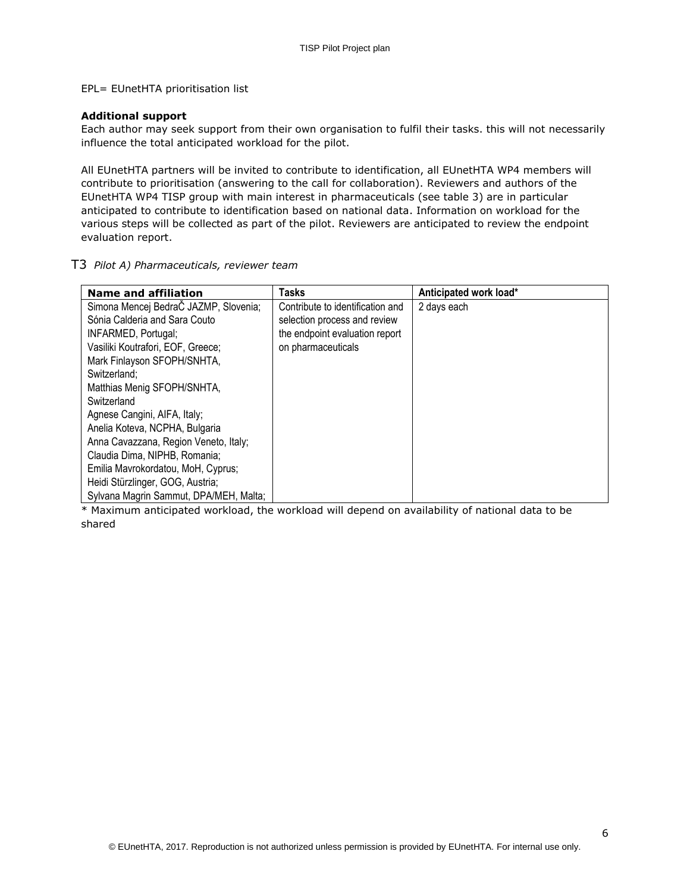EPL= EUnetHTA prioritisation list

**Additional support**
Each author may seek support from their own organisation to fulfil their tasks. this will not necessarily influence the total anticipated workload for the pilot.

All EUnetHTA partners will be invited to contribute to identification, all EUnetHTA WP4 members will contribute to prioritisation (answering to the call for collaboration). Reviewers and authors of the EUnetHTA WP4 TISP group with main interest in pharmaceuticals (see table 3) are in particular anticipated to contribute to identification based on national data. Information on workload for the various steps will be collected as part of the pilot. Reviewers are anticipated to review the endpoint evaluation report.

T3 *Pilot A) Pharmaceuticals, reviewer team*

| Name and affiliation | Tasks | Anticipated work load* |
|---|---|---|
| Simona Mencej BedraČ JAZMP, Slovenia;<br>Sónia Calderia and Sara Couto INFARMED, Portugal;<br>Vasiliki Koutrafori, EOF, Greece;<br>Mark Finlayson SFOPH/SNHTA, Switzerland;<br>Matthias Menig SFOPH/SNHTA, Switzerland<br>Agnese Cangini, AIFA, Italy;<br>Anelia Koteva, NCPHA, Bulgaria<br>Anna Cavazzana, Region Veneto, Italy;<br>Claudia Dima, NIPHB, Romania;<br>Emilia Mavrokordatou, MoH, Cyprus;<br>Heidi Stürzlinger, GOG, Austria;<br>Sylvana Magrin Sammut, DPA/MEH, Malta; | Contribute to identification and selection process and review the endpoint evaluation report on pharmaceuticals | 2 days each |

* Maximum anticipated workload, the workload will depend on availability of national data to be shared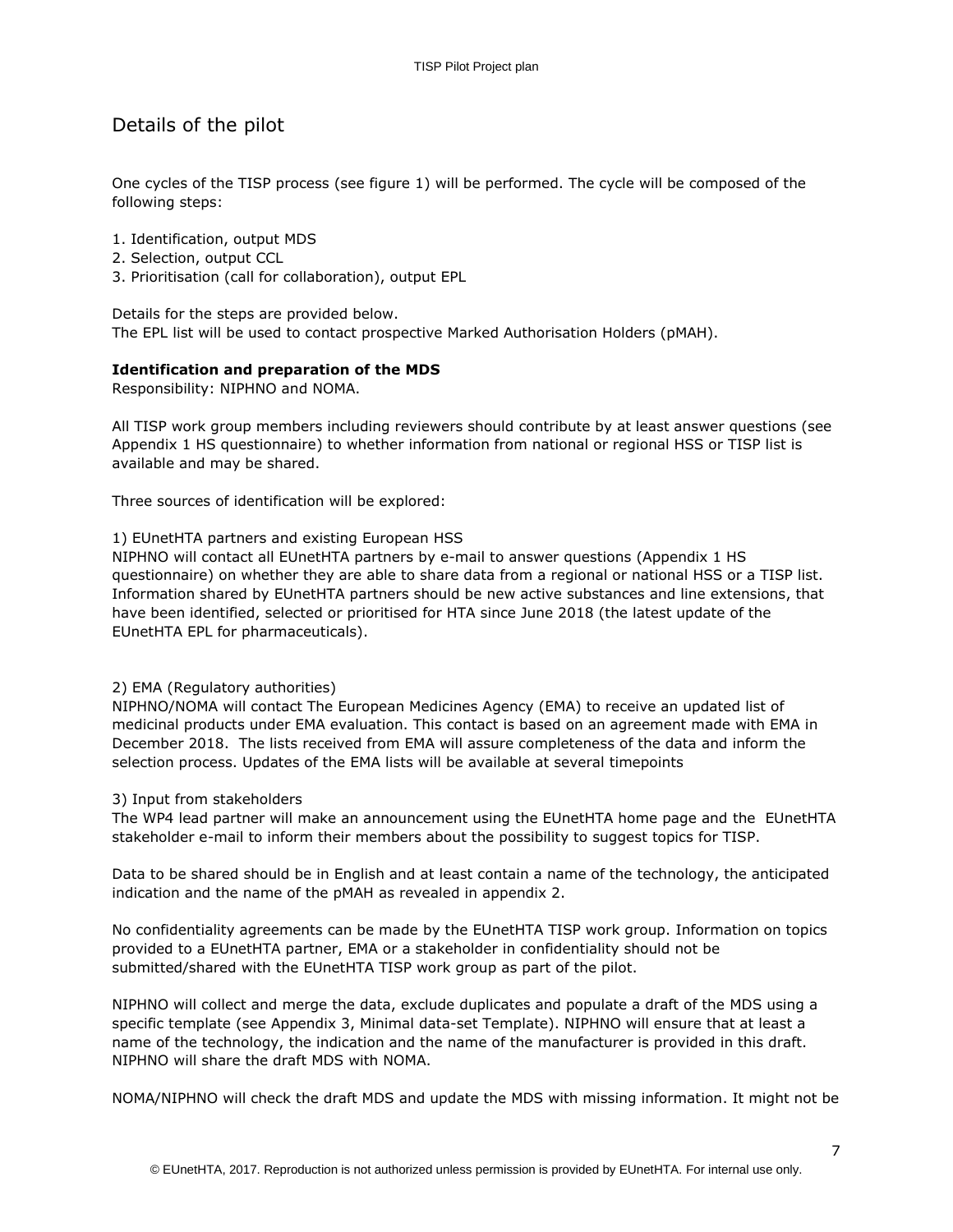## Details of the pilot

One cycles of the TISP process (see figure 1) will be performed. The cycle will be composed of the following steps:

1. Identification, output MDS
2. Selection, output CCL
3. Prioritisation (call for collaboration), output EPL

Details for the steps are provided below.
The EPL list will be used to contact prospective Marked Authorisation Holders (pMAH).

**Identification and preparation of the MDS**
Responsibility: NIPHNO and NOMA.

All TISP work group members including reviewers should contribute by at least answer questions (see Appendix 1 HS questionnaire) to whether information from national or regional HSS or TISP list is available and may be shared.

Three sources of identification will be explored:

1) EUnetHTA partners and existing European HSS
NIPHNO will contact all EUnetHTA partners by e-mail to answer questions (Appendix 1 HS questionnaire) on whether they are able to share data from a regional or national HSS or a TISP list. Information shared by EUnetHTA partners should be new active substances and line extensions, that have been identified, selected or prioritised for HTA since June 2018 (the latest update of the EUnetHTA EPL for pharmaceuticals).

2) EMA (Regulatory authorities)
NIPHNO/NOMA will contact The European Medicines Agency (EMA) to receive an updated list of medicinal products under EMA evaluation. This contact is based on an agreement made with EMA in December 2018. The lists received from EMA will assure completeness of the data and inform the selection process. Updates of the EMA lists will be available at several timepoints

3) Input from stakeholders
The WP4 lead partner will make an announcement using the EUnetHTA home page and the EUnetHTA stakeholder e-mail to inform their members about the possibility to suggest topics for TISP.

Data to be shared should be in English and at least contain a name of the technology, the anticipated indication and the name of the pMAH as revealed in appendix 2.

No confidentiality agreements can be made by the EUnetHTA TISP work group. Information on topics provided to a EUnetHTA partner, EMA or a stakeholder in confidentiality should not be submitted/shared with the EUnetHTA TISP work group as part of the pilot.

NIPHNO will collect and merge the data, exclude duplicates and populate a draft of the MDS using a specific template (see Appendix 3, Minimal data-set Template). NIPHNO will ensure that at least a name of the technology, the indication and the name of the manufacturer is provided in this draft. NIPHNO will share the draft MDS with NOMA.

NOMA/NIPHNO will check the draft MDS and update the MDS with missing information. It might not be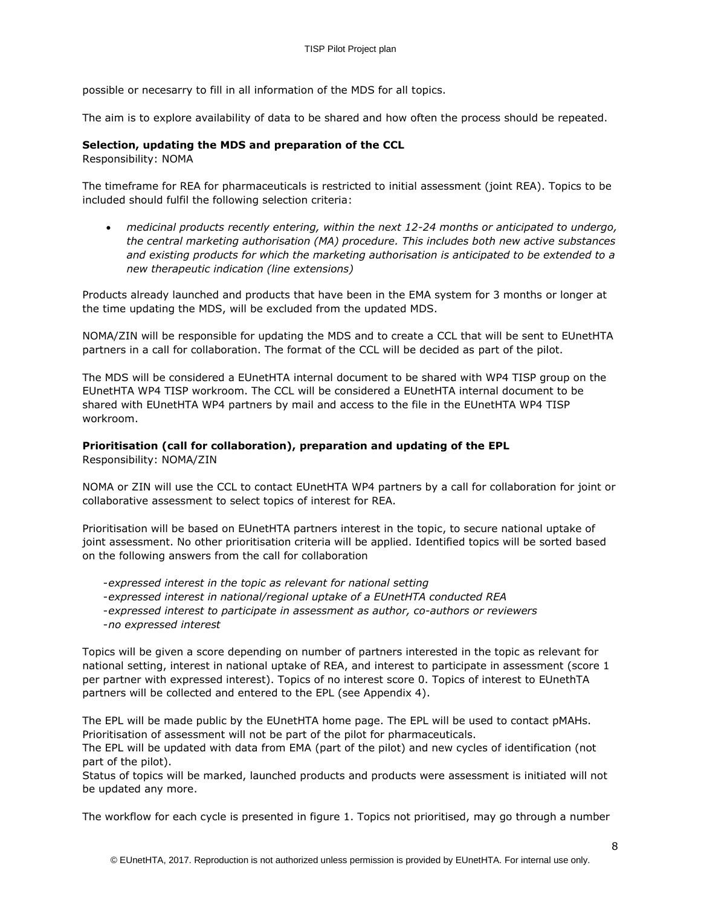possible or necesarry to fill in all information of the MDS for all topics.

The aim is to explore availability of data to be shared and how often the process should be repeated.

**Selection, updating the MDS and preparation of the CCL**
Responsibility: NOMA

The timeframe for REA for pharmaceuticals is restricted to initial assessment (joint REA). Topics to be included should fulfil the following selection criteria:

- *medicinal products recently entering, within the next 12-24 months or anticipated to undergo, the central marketing authorisation (MA) procedure. This includes both new active substances and existing products for which the marketing authorisation is anticipated to be extended to a new therapeutic indication (line extensions)*

Products already launched and products that have been in the EMA system for 3 months or longer at the time updating the MDS, will be excluded from the updated MDS.

NOMA/ZIN will be responsible for updating the MDS and to create a CCL that will be sent to EUnetHTA partners in a call for collaboration. The format of the CCL will be decided as part of the pilot.

The MDS will be considered a EUnetHTA internal document to be shared with WP4 TISP group on the EUnetHTA WP4 TISP workroom. The CCL will be considered a EUnetHTA internal document to be shared with EUnetHTA WP4 partners by mail and access to the file in the EUnetHTA WP4 TISP workroom.

**Prioritisation (call for collaboration), preparation and updating of the EPL**
Responsibility: NOMA/ZIN

NOMA or ZIN will use the CCL to contact EUnetHTA WP4 partners by a call for collaboration for joint or collaborative assessment to select topics of interest for REA.

Prioritisation will be based on EUnetHTA partners interest in the topic, to secure national uptake of joint assessment. No other prioritisation criteria will be applied. Identified topics will be sorted based on the following answers from the call for collaboration

-*expressed interest in the topic as relevant for national setting*
-*expressed interest in national/regional uptake of a EUnetHTA conducted REA*
-*expressed interest to participate in assessment as author, co-authors or reviewers*
-*no expressed interest*

Topics will be given a score depending on number of partners interested in the topic as relevant for national setting, interest in national uptake of REA, and interest to participate in assessment (score 1 per partner with expressed interest). Topics of no interest score 0. Topics of interest to EUnethTA partners will be collected and entered to the EPL (see Appendix 4).

The EPL will be made public by the EUnetHTA home page. The EPL will be used to contact pMAHs. Prioritisation of assessment will not be part of the pilot for pharmaceuticals.
The EPL will be updated with data from EMA (part of the pilot) and new cycles of identification (not part of the pilot).
Status of topics will be marked, launched products and products were assessment is initiated will not be updated any more.

The workflow for each cycle is presented in figure 1. Topics not prioritised, may go through a number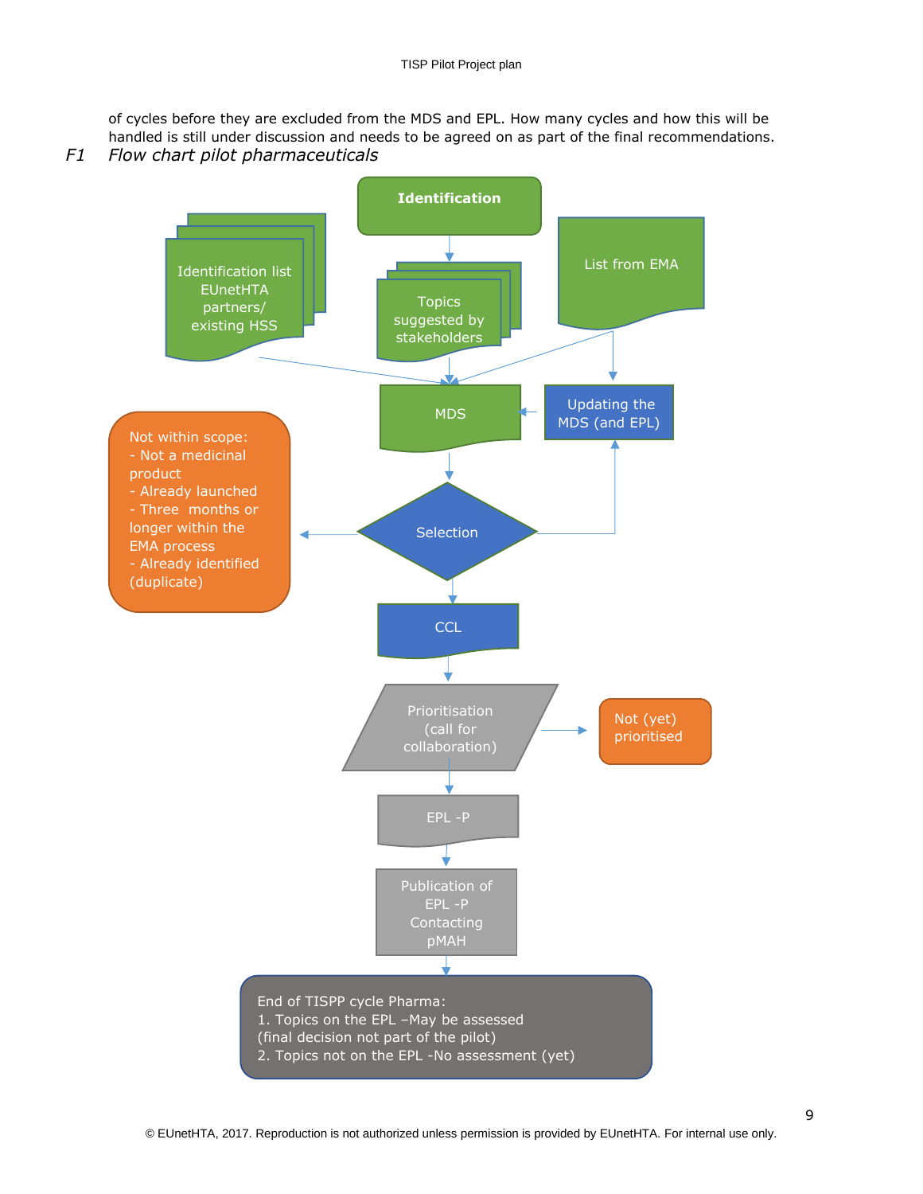of cycles before they are excluded from the MDS and EPL. How many cycles and how this will be handled is still under discussion and needs to be agreed on as part of the final recommendations.

*F1 Flow chart pilot pharmaceuticals*

**Identification**

Identification list EUnetHTA partners/ existing HSS

Topics suggested by stakeholders

List from EMA

MDS

Updating the MDS (and EPL)

Not within scope:
- Not a medicinal product
- Already launched
- Three months or longer within the EMA process
- Already identified (duplicate)

Selection

CCL

Prioritisation (call for collaboration)

Not (yet) prioritised

EPL -P

Publication of EPL -P Contacting pMAH

End of TISPP cycle Pharma:
1. Topics on the EPL –May be assessed (final decision not part of the pilot)
2. Topics not on the EPL -No assessment (yet)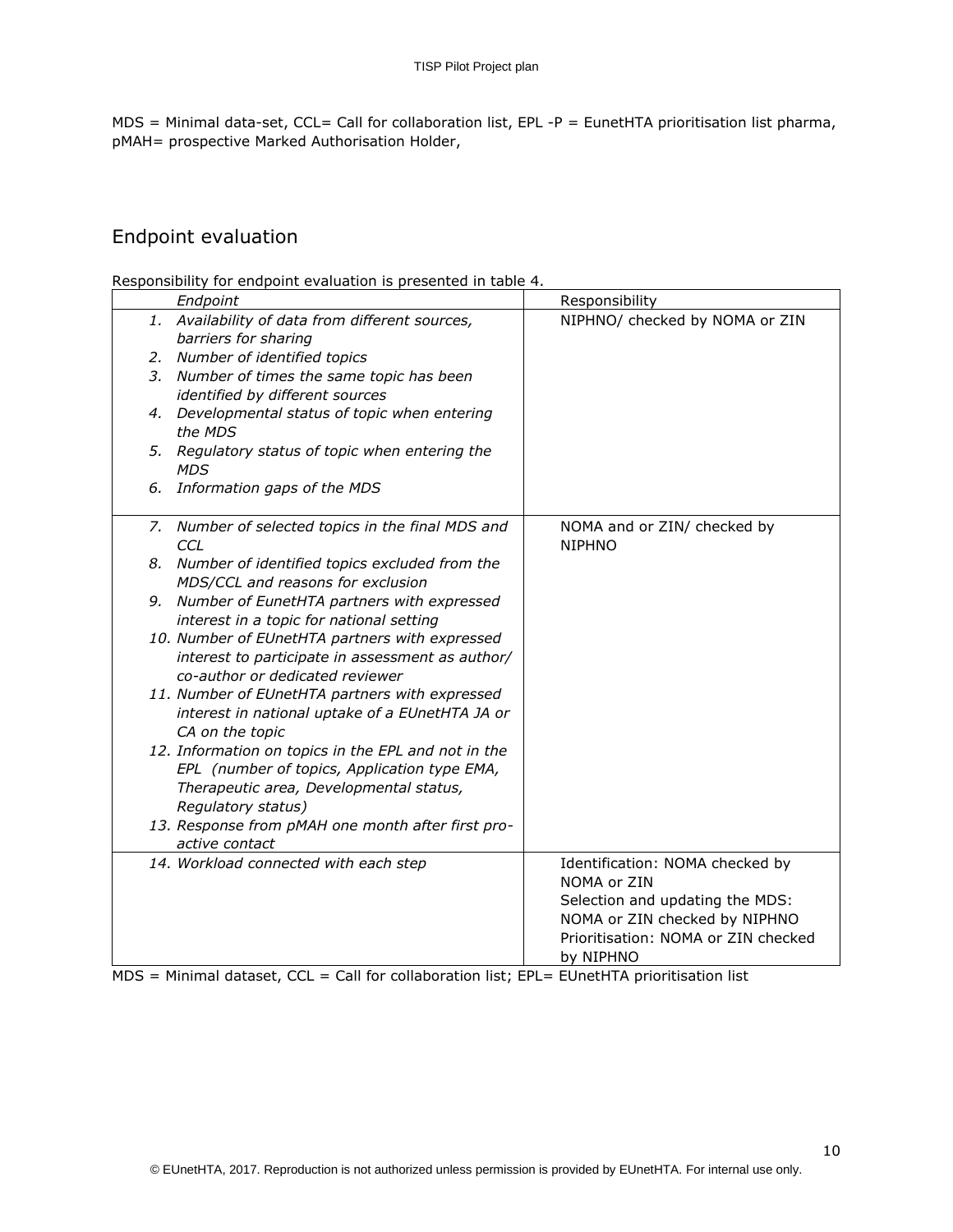MDS = Minimal data-set, CCL= Call for collaboration list, EPL -P = EunetHTA prioritisation list pharma, pMAH= prospective Marked Authorisation Holder,

## Endpoint evaluation

Responsibility for endpoint evaluation is presented in table 4.

| *Endpoint* | Responsibility |
|---|---|
| 1. *Availability of data from different sources, barriers for sharing*<br>2. *Number of identified topics*<br>3. *Number of times the same topic has been identified by different sources*<br>4. *Developmental status of topic when entering the MDS*<br>5. *Regulatory status of topic when entering the MDS*<br>6. *Information gaps of the MDS* | NIPHNO/ checked by NOMA or ZIN |
| 7. *Number of selected topics in the final MDS and CCL*<br>8. *Number of identified topics excluded from the MDS/CCL and reasons for exclusion*<br>9. *Number of EunetHTA partners with expressed interest in a topic for national setting*<br>10. *Number of EUnetHTA partners with expressed interest to participate in assessment as author/ co-author or dedicated reviewer*<br>11. *Number of EUnetHTA partners with expressed interest in national uptake of a EUnetHTA JA or CA on the topic*<br>12. *Information on topics in the EPL and not in the EPL (number of topics, Application type EMA, Therapeutic area, Developmental status, Regulatory status)*<br>13. *Response from pMAH one month after first pro-active contact* | NOMA and or ZIN/ checked by NIPHNO |
| 14. *Workload connected with each step* | Identification: NOMA checked by NOMA or ZIN<br>Selection and updating the MDS: NOMA or ZIN checked by NIPHNO<br>Prioritisation: NOMA or ZIN checked by NIPHNO |

MDS = Minimal dataset, CCL = Call for collaboration list; EPL= EUnetHTA prioritisation list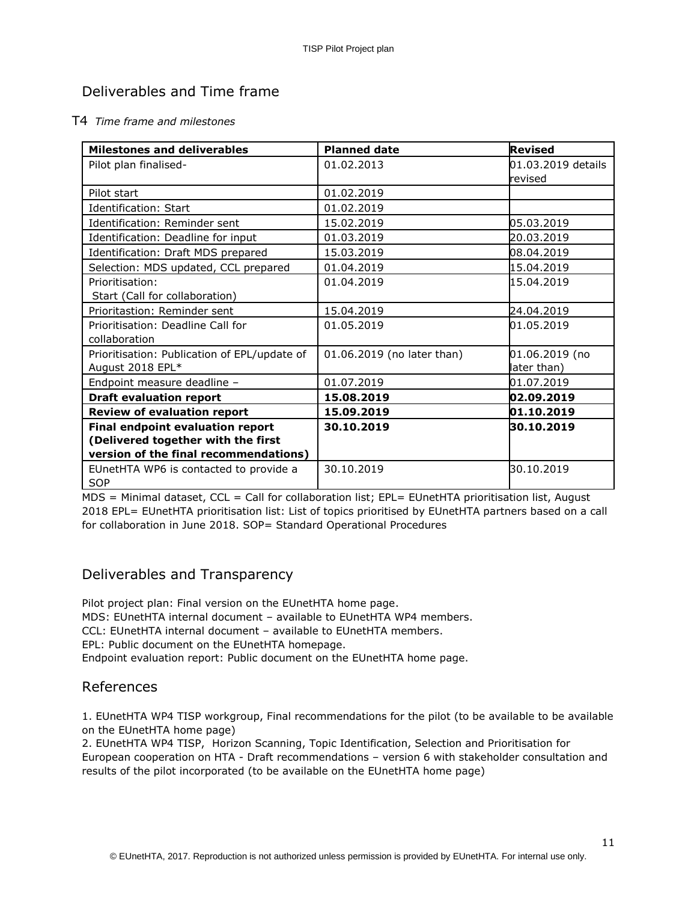## Deliverables and Time frame

T4 *Time frame and milestones*

| **Milestones and deliverables** | **Planned date** | **Revised** |
|---|---|---|
| Pilot plan finalised- | 01.02.2013 | 01.03.2019 details revised |
| Pilot start | 01.02.2019 | |
| Identification: Start | 01.02.2019 | |
| Identification: Reminder sent | 15.02.2019 | 05.03.2019 |
| Identification: Deadline for input | 01.03.2019 | 20.03.2019 |
| Identification: Draft MDS prepared | 15.03.2019 | 08.04.2019 |
| Selection: MDS updated, CCL prepared | 01.04.2019 | 15.04.2019 |
| Prioritisation: Start (Call for collaboration) | 01.04.2019 | 15.04.2019 |
| Prioritastion: Reminder sent | 15.04.2019 | 24.04.2019 |
| Prioritisation: Deadline Call for collaboration | 01.05.2019 | 01.05.2019 |
| Prioritisation: Publication of EPL/update of August 2018 EPL* | 01.06.2019 (no later than) | 01.06.2019 (no later than) |
| Endpoint measure deadline – | 01.07.2019 | 01.07.2019 |
| **Draft evaluation report** | **15.08.2019** | **02.09.2019** |
| **Review of evaluation report** | **15.09.2019** | **01.10.2019** |
| **Final endpoint evaluation report (Delivered together with the first version of the final recommendations)** | **30.10.2019** | **30.10.2019** |
| EUnetHTA WP6 is contacted to provide a SOP | 30.10.2019 | 30.10.2019 |

MDS = Minimal dataset, CCL = Call for collaboration list; EPL= EUnetHTA prioritisation list, August 2018 EPL= EUnetHTA prioritisation list: List of topics prioritised by EUnetHTA partners based on a call for collaboration in June 2018. SOP= Standard Operational Procedures

## Deliverables and Transparency

Pilot project plan: Final version on the EUnetHTA home page.
MDS: EUnetHTA internal document – available to EUnetHTA WP4 members.
CCL: EUnetHTA internal document – available to EUnetHTA members.
EPL: Public document on the EUnetHTA homepage.
Endpoint evaluation report: Public document on the EUnetHTA home page.

## References

1. EUnetHTA WP4 TISP workgroup, Final recommendations for the pilot (to be available to be available on the EUnetHTA home page)
2. EUnetHTA WP4 TISP, Horizon Scanning, Topic Identification, Selection and Prioritisation for European cooperation on HTA - Draft recommendations – version 6 with stakeholder consultation and results of the pilot incorporated (to be available on the EUnetHTA home page)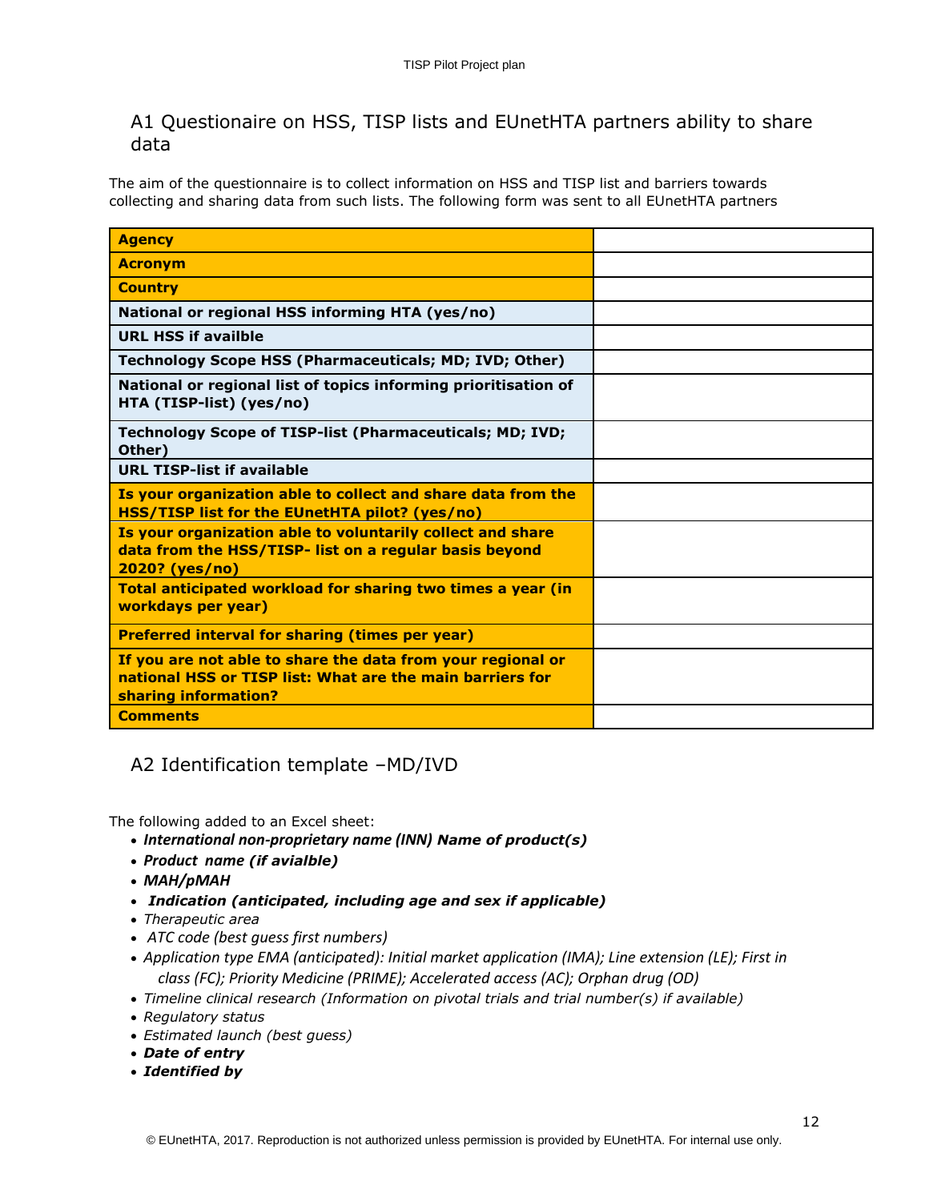## A1 Questionaire on HSS, TISP lists and EUnetHTA partners ability to share data

The aim of the questionnaire is to collect information on HSS and TISP list and barriers towards collecting and sharing data from such lists. The following form was sent to all EUnetHTA partners

| | |
|---|---|
| **Agency** | |
| **Acronym** | |
| **Country** | |
| **National or regional HSS informing HTA (yes/no)** | |
| **URL HSS if availble** | |
| **Technology Scope HSS (Pharmaceuticals; MD; IVD; Other)** | |
| **National or regional list of topics informing prioritisation of HTA (TISP-list) (yes/no)** | |
| **Technology Scope of TISP-list (Pharmaceuticals; MD; IVD; Other)** | |
| **URL TISP-list if available** | |
| **Is your organization able to collect and share data from the HSS/TISP list for the EUnetHTA pilot? (yes/no)** | |
| **Is your organization able to voluntarily collect and share data from the HSS/TISP- list on a regular basis beyond 2020? (yes/no)** | |
| **Total anticipated workload for sharing two times a year (in workdays per year)** | |
| **Preferred interval for sharing (times per year)** | |
| **If you are not able to share the data from your regional or national HSS or TISP list: What are the main barriers for sharing information?** | |
| **Comments** | |

## A2 Identification template –MD/IVD

The following added to an Excel sheet:

- ***International non-proprietary name (INN) Name of product(s)***
- ***Product name (if avialble)***
- ***MAH/pMAH***
- ***Indication (anticipated, including age and sex if applicable)***
- *Therapeutic area*
- *ATC code (best guess first numbers)*
- *Application type EMA (anticipated): Initial market application (IMA); Line extension (LE); First in class (FC); Priority Medicine (PRIME); Accelerated access (AC); Orphan drug (OD)*
- *Timeline clinical research (Information on pivotal trials and trial number(s) if available)*
- *Regulatory status*
- *Estimated launch (best guess)*
- ***Date of entry***
- ***Identified by***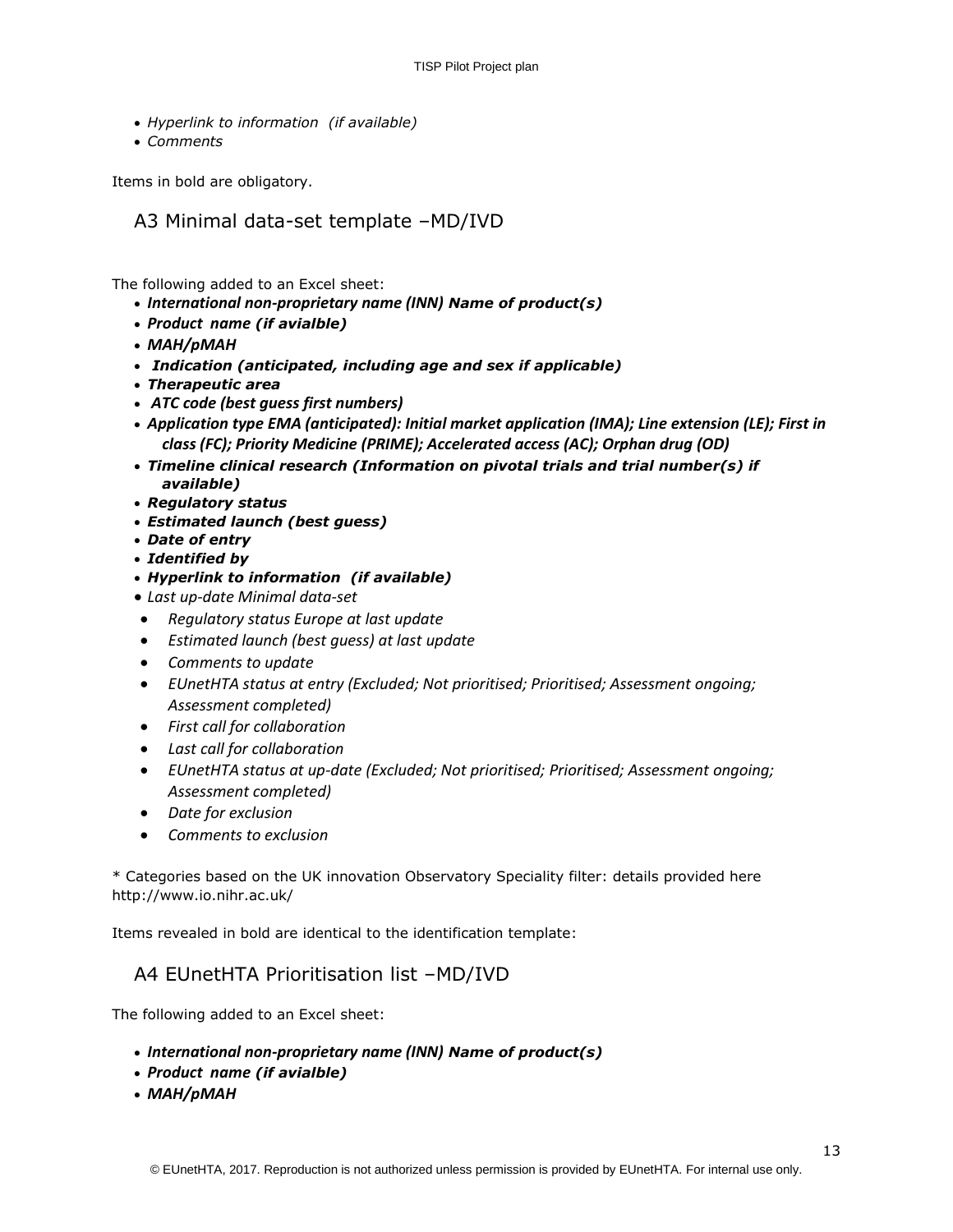- *Hyperlink to information (if available)*
- *Comments*

Items in bold are obligatory.

## A3 Minimal data-set template –MD/IVD

The following added to an Excel sheet:

- ***International non-proprietary name (INN) Name of product(s)***
- ***Product name (if avialble)***
- ***MAH/pMAH***
- ***Indication (anticipated, including age and sex if applicable)***
- ***Therapeutic area***
- ***ATC code (best guess first numbers)***
- ***Application type EMA (anticipated): Initial market application (IMA); Line extension (LE); First in class (FC); Priority Medicine (PRIME); Accelerated access (AC); Orphan drug (OD)***
- ***Timeline clinical research (Information on pivotal trials and trial number(s) if available)***
- ***Regulatory status***
- ***Estimated launch (best guess)***
- ***Date of entry***
- ***Identified by***
- ***Hyperlink to information (if available)***
- *Last up-date Minimal data-set*
- *Regulatory status Europe at last update*
- *Estimated launch (best guess) at last update*
- *Comments to update*
- *EUnetHTA status at entry (Excluded; Not prioritised; Prioritised; Assessment ongoing; Assessment completed)*
- *First call for collaboration*
- *Last call for collaboration*
- *EUnetHTA status at up-date (Excluded; Not prioritised; Prioritised; Assessment ongoing; Assessment completed)*
- *Date for exclusion*
- *Comments to exclusion*

\* Categories based on the UK innovation Observatory Speciality filter: details provided here http://www.io.nihr.ac.uk/

Items revealed in bold are identical to the identification template:

## A4 EUnetHTA Prioritisation list –MD/IVD

The following added to an Excel sheet:

- ***International non-proprietary name (INN) Name of product(s)***
- ***Product name (if avialble)***
- ***MAH/pMAH***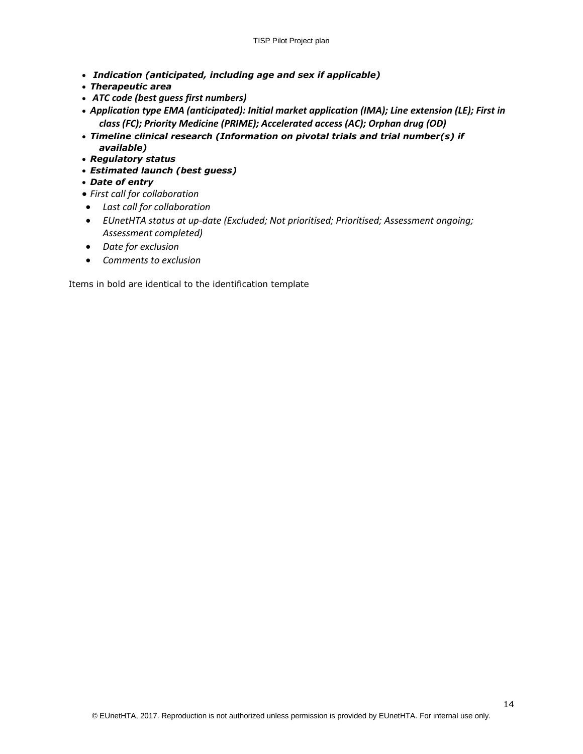- ***Indication (anticipated, including age and sex if applicable)***
- ***Therapeutic area***
- ***ATC code (best guess first numbers)***
- ***Application type EMA (anticipated): Initial market application (IMA); Line extension (LE); First in class (FC); Priority Medicine (PRIME); Accelerated access (AC); Orphan drug (OD)***
- ***Timeline clinical research (Information on pivotal trials and trial number(s) if available)***
- ***Regulatory status***
- ***Estimated launch (best guess)***
- ***Date of entry***
- *First call for collaboration*
- *Last call for collaboration*
- *EUnetHTA status at up-date (Excluded; Not prioritised; Prioritised; Assessment ongoing; Assessment completed)*
- *Date for exclusion*
- *Comments to exclusion*

Items in bold are identical to the identification template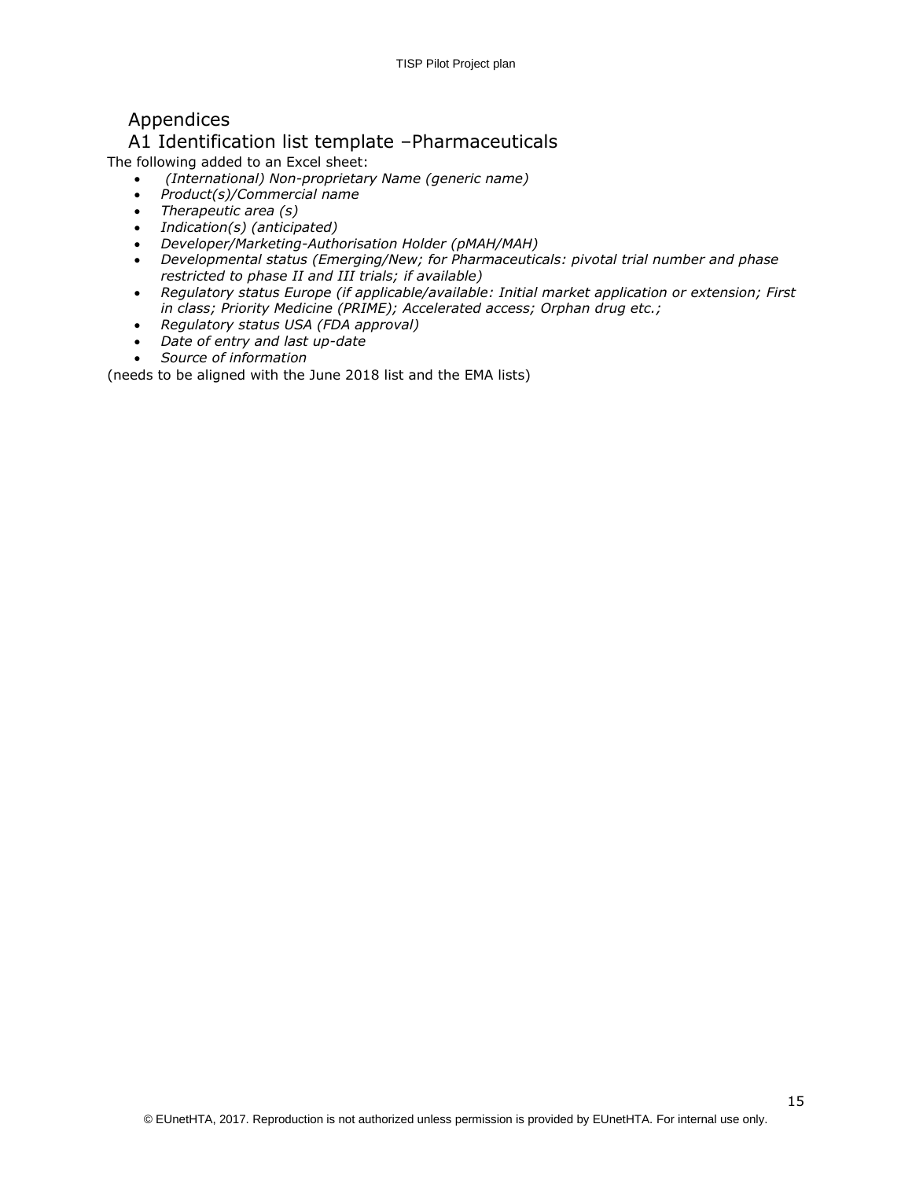# Appendices

## A1 Identification list template –Pharmaceuticals

The following added to an Excel sheet:

- *(International) Non-proprietary Name (generic name)*
- *Product(s)/Commercial name*
- *Therapeutic area (s)*
- *Indication(s) (anticipated)*
- *Developer/Marketing-Authorisation Holder (pMAH/MAH)*
- *Developmental status (Emerging/New; for Pharmaceuticals: pivotal trial number and phase restricted to phase II and III trials; if available)*
- *Regulatory status Europe (if applicable/available: Initial market application or extension; First in class; Priority Medicine (PRIME); Accelerated access; Orphan drug etc.;*
- *Regulatory status USA (FDA approval)*
- *Date of entry and last up-date*
- *Source of information*

(needs to be aligned with the June 2018 list and the EMA lists)